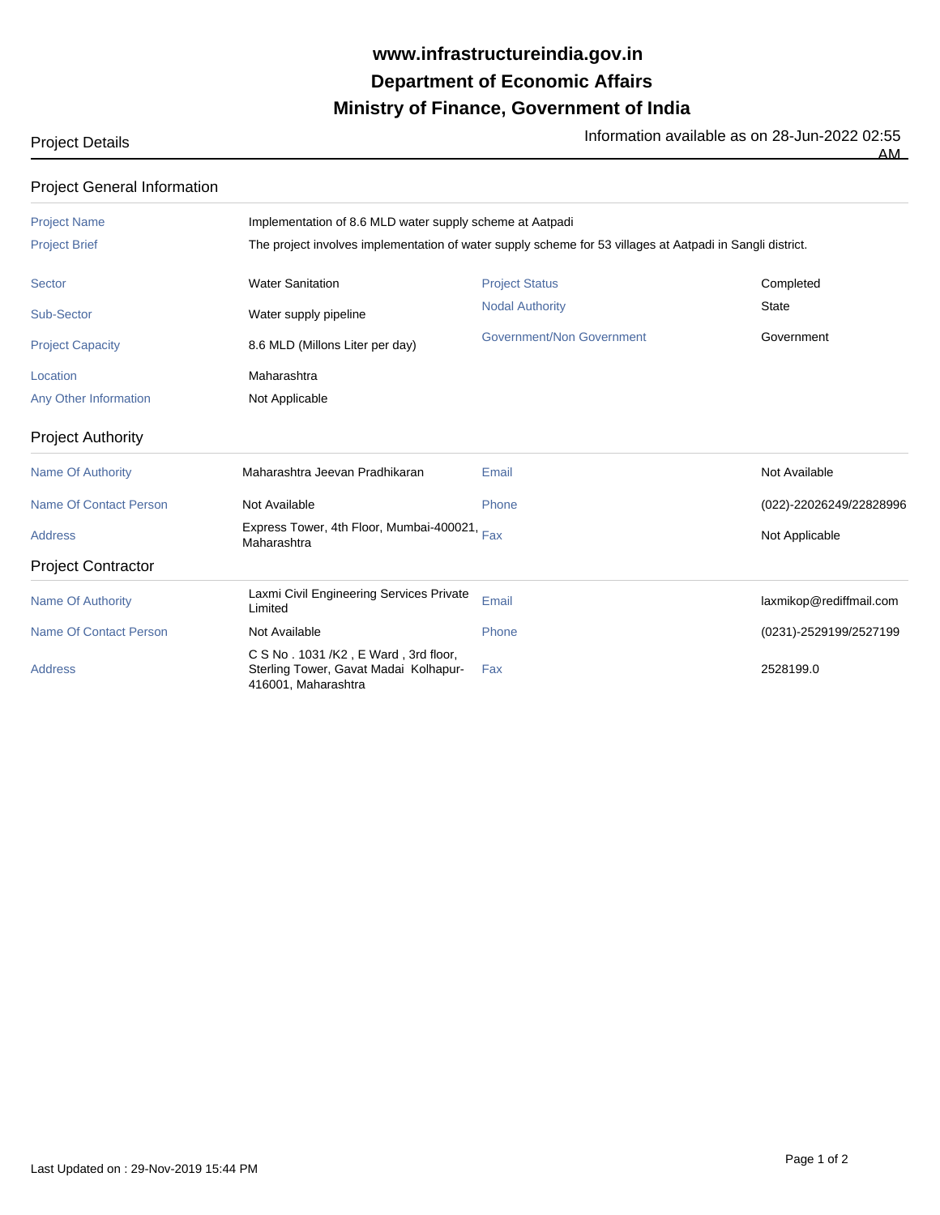# www.infrastructureindia.gov.in
# Department of Economic Affairs
# Ministry of Finance, Government of India

**Project Details** — Information available as on 28-Jun-2022 02:55 AM

## Project General Information

| | | | |
|---|---|---|---|
| Project Name | Implementation of 8.6 MLD water supply scheme at Aatpadi | | |
| Project Brief | The project involves implementation of water supply scheme for 53 villages at Aatpadi in Sangli district. | | |
| Sector | Water Sanitation | Project Status | Completed |
| Sub-Sector | Water supply pipeline | Nodal Authority | State |
| Project Capacity | 8.6 MLD (Millons Liter per day) | Government/Non Government | Government |
| Location | Maharashtra | | |
| Any Other Information | Not Applicable | | |

## Project Authority

| | | | |
|---|---|---|---|
| Name Of Authority | Maharashtra Jeevan Pradhikaran | Email | Not Available |
| Name Of Contact Person | Not Available | Phone | (022)-22026249/22828996 |
| Address | Express Tower, 4th Floor, Mumbai-400021, Maharashtra | Fax | Not Applicable |

## Project Contractor

| | | | |
|---|---|---|---|
| Name Of Authority | Laxmi Civil Engineering Services Private Limited | Email | laxmikop@rediffmail.com |
| Name Of Contact Person | Not Available | Phone | (0231)-2529199/2527199 |
| Address | C S No . 1031 /K2 , E Ward , 3rd floor, Sterling Tower, Gavat Madai Kolhapur-416001, Maharashtra | Fax | 2528199.0 |

Last Updated on : 29-Nov-2019 15:44 PM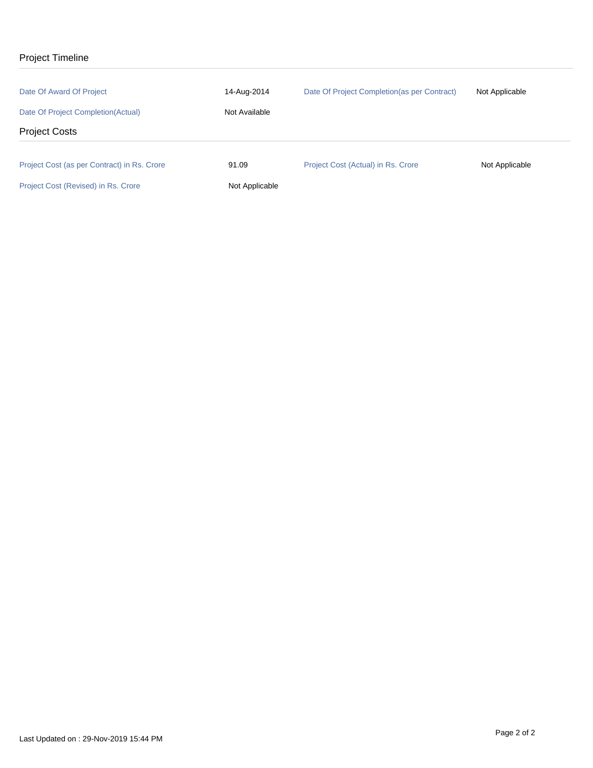## Project Timeline

| | | | |
|---|---|---|---|
| Date Of Award Of Project | 14-Aug-2014 | Date Of Project Completion(as per Contract) | Not Applicable |
| Date Of Project Completion(Actual) | Not Available | | |

## Project Costs

| | | | |
|---|---|---|---|
| Project Cost (as per Contract) in Rs. Crore | 91.09 | Project Cost (Actual) in Rs. Crore | Not Applicable |
| Project Cost (Revised) in Rs. Crore | Not Applicable | | |

Last Updated on : 29-Nov-2019 15:44 PM